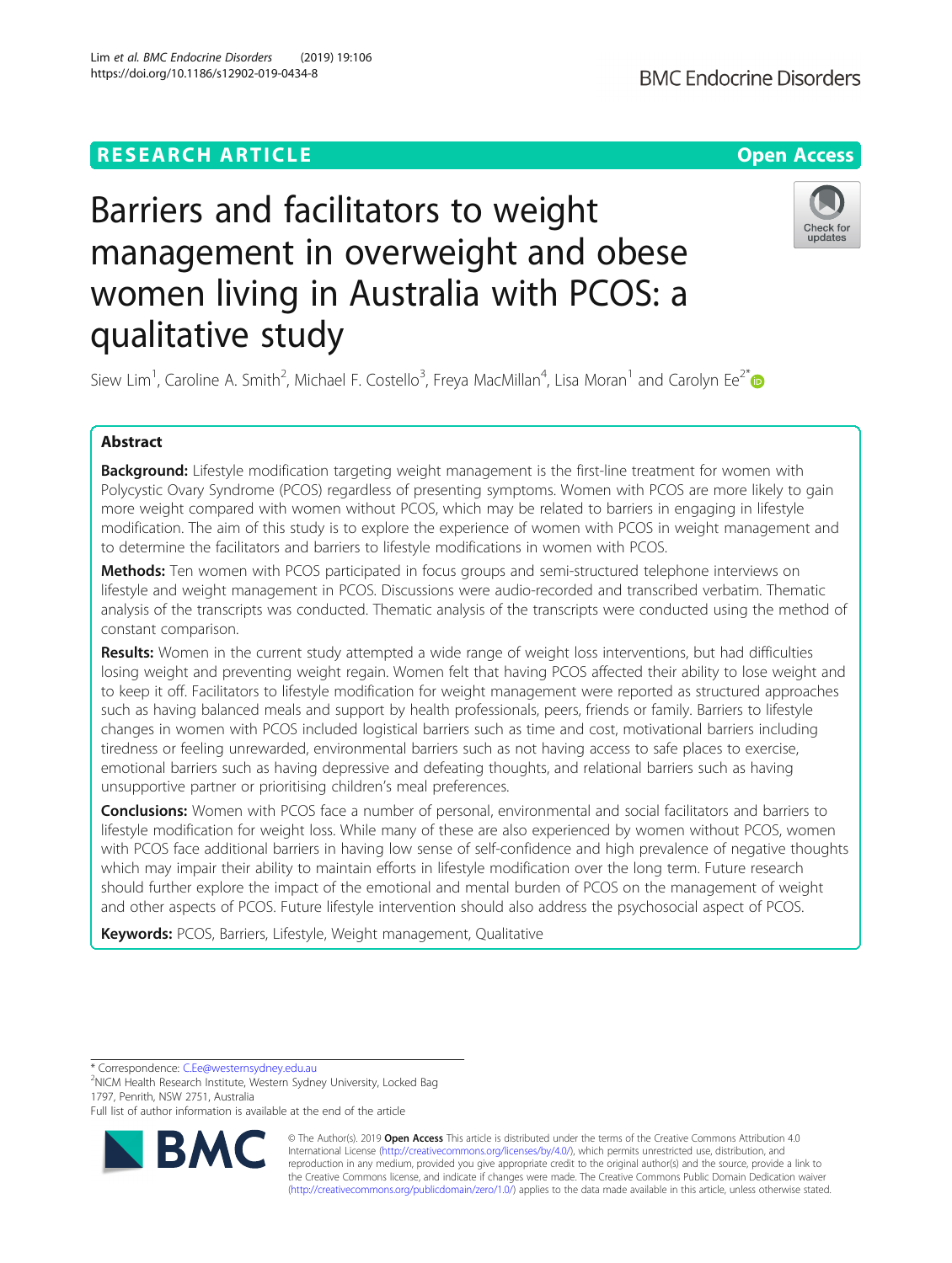RESEARCH ARTICLE

Open Access

# Barriers and facilitators to weight management in overweight and obese women living in Australia with PCOS: a qualitative study

Siew Lim[1], Caroline A. Smith[2], Michael F. Costello[3], Freya MacMillan[4], Lisa Moran[1] and Carolyn Ee[2*]

## Abstract

**Background:** Lifestyle modification targeting weight management is the first-line treatment for women with Polycystic Ovary Syndrome (PCOS) regardless of presenting symptoms. Women with PCOS are more likely to gain more weight compared with women without PCOS, which may be related to barriers in engaging in lifestyle modification. The aim of this study is to explore the experience of women with PCOS in weight management and to determine the facilitators and barriers to lifestyle modifications in women with PCOS.

**Methods:** Ten women with PCOS participated in focus groups and semi-structured telephone interviews on lifestyle and weight management in PCOS. Discussions were audio-recorded and transcribed verbatim. Thematic analysis of the transcripts was conducted. Thematic analysis of the transcripts were conducted using the method of constant comparison.

**Results:** Women in the current study attempted a wide range of weight loss interventions, but had difficulties losing weight and preventing weight regain. Women felt that having PCOS affected their ability to lose weight and to keep it off. Facilitators to lifestyle modification for weight management were reported as structured approaches such as having balanced meals and support by health professionals, peers, friends or family. Barriers to lifestyle changes in women with PCOS included logistical barriers such as time and cost, motivational barriers including tiredness or feeling unrewarded, environmental barriers such as not having access to safe places to exercise, emotional barriers such as having depressive and defeating thoughts, and relational barriers such as having unsupportive partner or prioritising children's meal preferences.

**Conclusions:** Women with PCOS face a number of personal, environmental and social facilitators and barriers to lifestyle modification for weight loss. While many of these are also experienced by women without PCOS, women with PCOS face additional barriers in having low sense of self-confidence and high prevalence of negative thoughts which may impair their ability to maintain efforts in lifestyle modification over the long term. Future research should further explore the impact of the emotional and mental burden of PCOS on the management of weight and other aspects of PCOS. Future lifestyle intervention should also address the psychosocial aspect of PCOS.

**Keywords:** PCOS, Barriers, Lifestyle, Weight management, Qualitative

\* Correspondence: C.Ee@westernsydney.edu.au
[2]NICM Health Research Institute, Western Sydney University, Locked Bag 1797, Penrith, NSW 2751, Australia
Full list of author information is available at the end of the article

© The Author(s). 2019 **Open Access** This article is distributed under the terms of the Creative Commons Attribution 4.0 International License (http://creativecommons.org/licenses/by/4.0/), which permits unrestricted use, distribution, and reproduction in any medium, provided you give appropriate credit to the original author(s) and the source, provide a link to the Creative Commons license, and indicate if changes were made. The Creative Commons Public Domain Dedication waiver (http://creativecommons.org/publicdomain/zero/1.0/) applies to the data made available in this article, unless otherwise stated.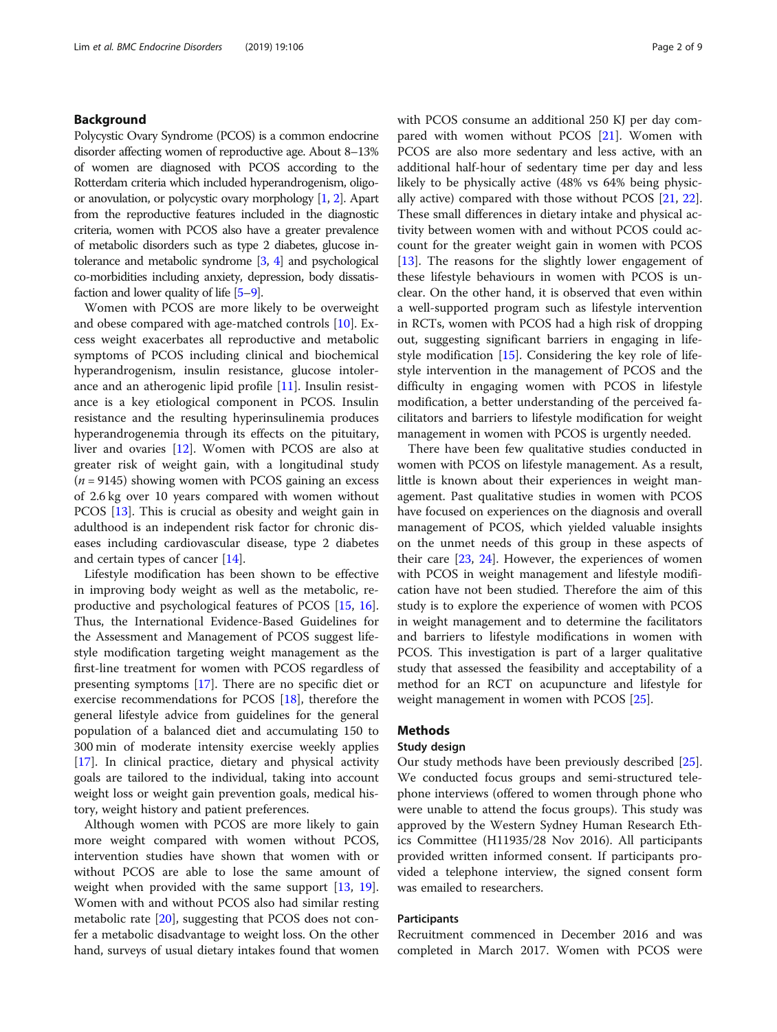## Background

Polycystic Ovary Syndrome (PCOS) is a common endocrine disorder affecting women of reproductive age. About 8–13% of women are diagnosed with PCOS according to the Rotterdam criteria which included hyperandrogenism, oligo- or anovulation, or polycystic ovary morphology [1, 2]. Apart from the reproductive features included in the diagnostic criteria, women with PCOS also have a greater prevalence of metabolic disorders such as type 2 diabetes, glucose intolerance and metabolic syndrome [3, 4] and psychological co-morbidities including anxiety, depression, body dissatisfaction and lower quality of life [5–9].

Women with PCOS are more likely to be overweight and obese compared with age-matched controls [10]. Excess weight exacerbates all reproductive and metabolic symptoms of PCOS including clinical and biochemical hyperandrogenism, insulin resistance, glucose intolerance and an atherogenic lipid profile [11]. Insulin resistance is a key etiological component in PCOS. Insulin resistance and the resulting hyperinsulinemia produces hyperandrogenemia through its effects on the pituitary, liver and ovaries [12]. Women with PCOS are also at greater risk of weight gain, with a longitudinal study ($n = 9145$) showing women with PCOS gaining an excess of 2.6 kg over 10 years compared with women without PCOS [13]. This is crucial as obesity and weight gain in adulthood is an independent risk factor for chronic diseases including cardiovascular disease, type 2 diabetes and certain types of cancer [14].

Lifestyle modification has been shown to be effective in improving body weight as well as the metabolic, reproductive and psychological features of PCOS [15, 16]. Thus, the International Evidence-Based Guidelines for the Assessment and Management of PCOS suggest lifestyle modification targeting weight management as the first-line treatment for women with PCOS regardless of presenting symptoms [17]. There are no specific diet or exercise recommendations for PCOS [18], therefore the general lifestyle advice from guidelines for the general population of a balanced diet and accumulating 150 to 300 min of moderate intensity exercise weekly applies [17]. In clinical practice, dietary and physical activity goals are tailored to the individual, taking into account weight loss or weight gain prevention goals, medical history, weight history and patient preferences.

Although women with PCOS are more likely to gain more weight compared with women without PCOS, intervention studies have shown that women with or without PCOS are able to lose the same amount of weight when provided with the same support [13, 19]. Women with and without PCOS also had similar resting metabolic rate [20], suggesting that PCOS does not confer a metabolic disadvantage to weight loss. On the other hand, surveys of usual dietary intakes found that women with PCOS consume an additional 250 KJ per day compared with women without PCOS [21]. Women with PCOS are also more sedentary and less active, with an additional half-hour of sedentary time per day and less likely to be physically active (48% vs 64% being physically active) compared with those without PCOS [21, 22]. These small differences in dietary intake and physical activity between women with and without PCOS could account for the greater weight gain in women with PCOS [13]. The reasons for the slightly lower engagement of these lifestyle behaviours in women with PCOS is unclear. On the other hand, it is observed that even within a well-supported program such as lifestyle intervention in RCTs, women with PCOS had a high risk of dropping out, suggesting significant barriers in engaging in lifestyle modification [15]. Considering the key role of lifestyle intervention in the management of PCOS and the difficulty in engaging women with PCOS in lifestyle modification, a better understanding of the perceived facilitators and barriers to lifestyle modification for weight management in women with PCOS is urgently needed.

There have been few qualitative studies conducted in women with PCOS on lifestyle management. As a result, little is known about their experiences in weight management. Past qualitative studies in women with PCOS have focused on experiences on the diagnosis and overall management of PCOS, which yielded valuable insights on the unmet needs of this group in these aspects of their care [23, 24]. However, the experiences of women with PCOS in weight management and lifestyle modification have not been studied. Therefore the aim of this study is to explore the experience of women with PCOS in weight management and to determine the facilitators and barriers to lifestyle modifications in women with PCOS. This investigation is part of a larger qualitative study that assessed the feasibility and acceptability of a method for an RCT on acupuncture and lifestyle for weight management in women with PCOS [25].

## Methods

### Study design

Our study methods have been previously described [25]. We conducted focus groups and semi-structured telephone interviews (offered to women through phone who were unable to attend the focus groups). This study was approved by the Western Sydney Human Research Ethics Committee (H11935/28 Nov 2016). All participants provided written informed consent. If participants provided a telephone interview, the signed consent form was emailed to researchers.

### Participants

Recruitment commenced in December 2016 and was completed in March 2017. Women with PCOS were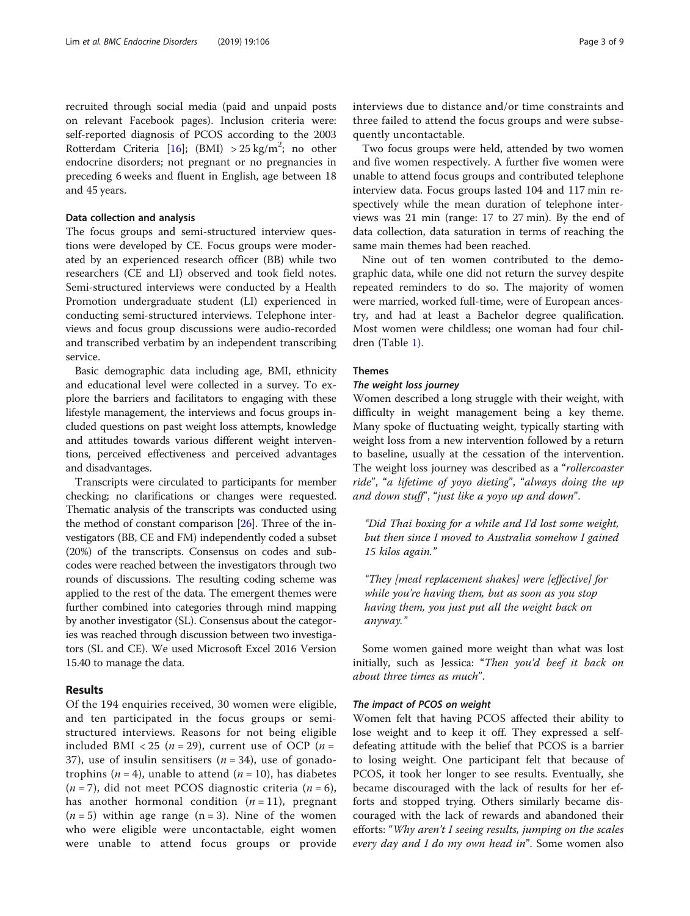recruited through social media (paid and unpaid posts on relevant Facebook pages). Inclusion criteria were: self-reported diagnosis of PCOS according to the 2003 Rotterdam Criteria [16]; (BMI) $> 25\ kg/m^2$; no other endocrine disorders; not pregnant or no pregnancies in preceding 6 weeks and fluent in English, age between 18 and 45 years.

### Data collection and analysis

The focus groups and semi-structured interview questions were developed by CE. Focus groups were moderated by an experienced research officer (BB) while two researchers (CE and LI) observed and took field notes. Semi-structured interviews were conducted by a Health Promotion undergraduate student (LI) experienced in conducting semi-structured interviews. Telephone interviews and focus group discussions were audio-recorded and transcribed verbatim by an independent transcribing service.

Basic demographic data including age, BMI, ethnicity and educational level were collected in a survey. To explore the barriers and facilitators to engaging with these lifestyle management, the interviews and focus groups included questions on past weight loss attempts, knowledge and attitudes towards various different weight interventions, perceived effectiveness and perceived advantages and disadvantages.

Transcripts were circulated to participants for member checking; no clarifications or changes were requested. Thematic analysis of the transcripts was conducted using the method of constant comparison [26]. Three of the investigators (BB, CE and FM) independently coded a subset (20%) of the transcripts. Consensus on codes and subcodes were reached between the investigators through two rounds of discussions. The resulting coding scheme was applied to the rest of the data. The emergent themes were further combined into categories through mind mapping by another investigator (SL). Consensus about the categories was reached through discussion between two investigators (SL and CE). We used Microsoft Excel 2016 Version 15.40 to manage the data.

## Results

Of the 194 enquiries received, 30 women were eligible, and ten participated in the focus groups or semi-structured interviews. Reasons for not being eligible included BMI < 25 ($n = 29$), current use of OCP ($n = 37$), use of insulin sensitisers ($n = 34$), use of gonadotrophins ($n = 4$), unable to attend ($n = 10$), has diabetes ($n = 7$), did not meet PCOS diagnostic criteria ($n = 6$), has another hormonal condition ($n = 11$), pregnant ($n = 5$) within age range ($n = 3$). Nine of the women who were eligible were uncontactable, eight women were unable to attend focus groups or provide interviews due to distance and/or time constraints and three failed to attend the focus groups and were subsequently uncontactable.

Two focus groups were held, attended by two women and five women respectively. A further five women were unable to attend focus groups and contributed telephone interview data. Focus groups lasted 104 and 117 min respectively while the mean duration of telephone interviews was 21 min (range: 17 to 27 min). By the end of data collection, data saturation in terms of reaching the same main themes had been reached.

Nine out of ten women contributed to the demographic data, while one did not return the survey despite repeated reminders to do so. The majority of women were married, worked full-time, were of European ancestry, and had at least a Bachelor degree qualification. Most women were childless; one woman had four children (Table 1).

### Themes

#### *The weight loss journey*

Women described a long struggle with their weight, with difficulty in weight management being a key theme. Many spoke of fluctuating weight, typically starting with weight loss from a new intervention followed by a return to baseline, usually at the cessation of the intervention. The weight loss journey was described as a "*rollercoaster ride*", "*a lifetime of yoyo dieting*", "*always doing the up and down stuff*", "*just like a yoyo up and down*".

> *"Did Thai boxing for a while and I'd lost some weight, but then since I moved to Australia somehow I gained 15 kilos again."*

> *"They [meal replacement shakes] were [effective] for while you're having them, but as soon as you stop having them, you just put all the weight back on anyway."*

Some women gained more weight than what was lost initially, such as Jessica: "*Then you'd beef it back on about three times as much*".

#### *The impact of PCOS on weight*

Women felt that having PCOS affected their ability to lose weight and to keep it off. They expressed a self-defeating attitude with the belief that PCOS is a barrier to losing weight. One participant felt that because of PCOS, it took her longer to see results. Eventually, she became discouraged with the lack of results for her efforts and stopped trying. Others similarly became discouraged with the lack of rewards and abandoned their efforts: "*Why aren't I seeing results, jumping on the scales every day and I do my own head in*". Some women also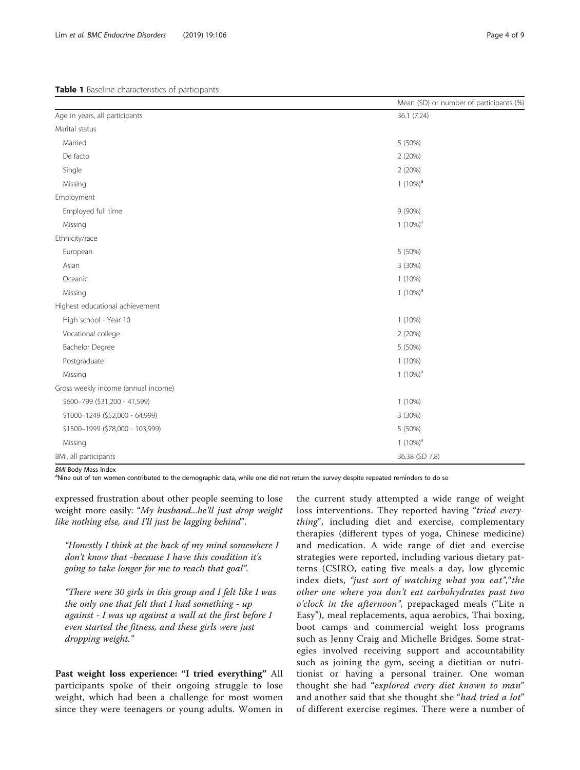**Table 1** Baseline characteristics of participants

| | Mean (SD) or number of participants (%) |
|---|---|
| Age in years, all participants | 36.1 (7.24) |
| Marital status | |
| Married | 5 (50%) |
| De facto | 2 (20%) |
| Single | 2 (20%) |
| Missing | 1 (10%)[a] |
| Employment | |
| Employed full time | 9 (90%) |
| Missing | 1 (10%)[a] |
| Ethnicity/race | |
| European | 5 (50%) |
| Asian | 3 (30%) |
| Oceanic | 1 (10%) |
| Missing | 1 (10%)[a] |
| Highest educational achievement | |
| High school - Year 10 | 1 (10%) |
| Vocational college | 2 (20%) |
| Bachelor Degree | 5 (50%) |
| Postgraduate | 1 (10%) |
| Missing | 1 (10%)[a] |
| Gross weekly income (annual income) | |
| \$600–799 (\$31,200 - 41,599) | 1 (10%) |
| \$1000–1249 (\$52,000 - 64,999) | 3 (30%) |
| \$1500–1999 (\$78,000 - 103,999) | 5 (50%) |
| Missing | 1 (10%)[a] |
| BMI, all participants | 36.38 (SD 7.8) |

*BMI* Body Mass Index
[a]Nine out of ten women contributed to the demographic data, while one did not return the survey despite repeated reminders to do so

expressed frustration about other people seeming to lose weight more easily: "*My husband...he'll just drop weight like nothing else, and I'll just be lagging behind*".

> *"Honestly I think at the back of my mind somewhere I don't know that -because I have this condition it's going to take longer for me to reach that goal".*

> *"There were 30 girls in this group and I felt like I was the only one that felt that I had something - up against - I was up against a wall at the first before I even started the fitness, and these girls were just dropping weight."*

**Past weight loss experience: "I tried everything"** All participants spoke of their ongoing struggle to lose weight, which had been a challenge for most women since they were teenagers or young adults. Women in the current study attempted a wide range of weight loss interventions. They reported having "*tried everything*", including diet and exercise, complementary therapies (different types of yoga, Chinese medicine) and medication. A wide range of diet and exercise strategies were reported, including various dietary patterns (CSIRO, eating five meals a day, low glycemic index diets, *"just sort of watching what you eat"*,*"the other one where you don't eat carbohydrates past two o'clock in the afternoon"*, prepackaged meals ("Lite n Easy"), meal replacements, aqua aerobics, Thai boxing, boot camps and commercial weight loss programs such as Jenny Craig and Michelle Bridges. Some strategies involved receiving support and accountability such as joining the gym, seeing a dietitian or nutritionist or having a personal trainer. One woman thought she had "*explored every diet known to man*" and another said that she thought she "*had tried a lot*" of different exercise regimes. There were a number of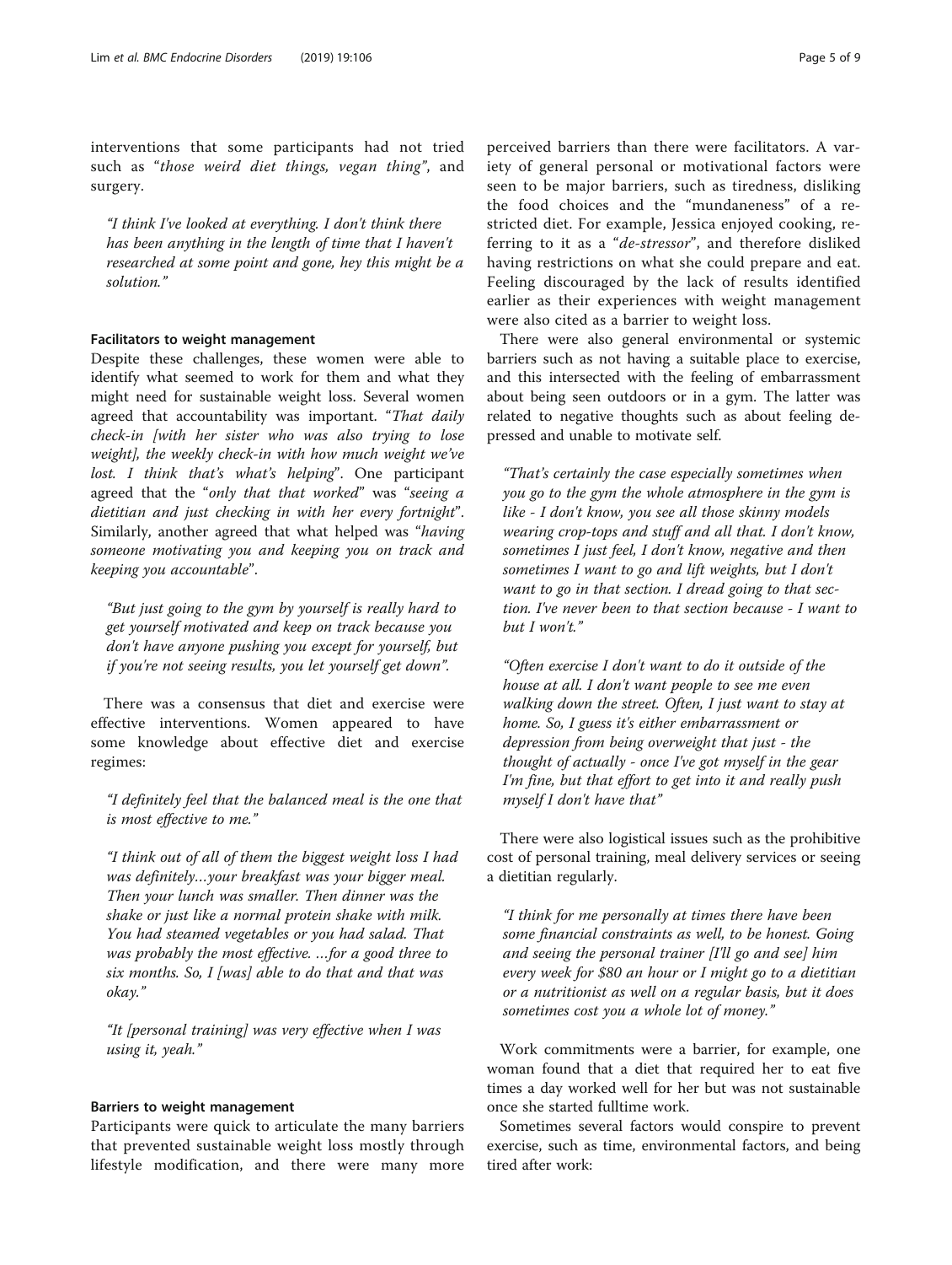interventions that some participants had not tried such as "*those weird diet things, vegan thing*", and surgery.

> *"I think I've looked at everything. I don't think there has been anything in the length of time that I haven't researched at some point and gone, hey this might be a solution."*

#### Facilitators to weight management

Despite these challenges, these women were able to identify what seemed to work for them and what they might need for sustainable weight loss. Several women agreed that accountability was important. "*That daily check-in [with her sister who was also trying to lose weight], the weekly check-in with how much weight we've lost. I think that's what's helping*". One participant agreed that the "*only that that worked*" was "*seeing a dietitian and just checking in with her every fortnight*". Similarly, another agreed that what helped was "*having someone motivating you and keeping you on track and keeping you accountable*".

> *"But just going to the gym by yourself is really hard to get yourself motivated and keep on track because you don't have anyone pushing you except for yourself, but if you're not seeing results, you let yourself get down".*

There was a consensus that diet and exercise were effective interventions. Women appeared to have some knowledge about effective diet and exercise regimes:

> *"I definitely feel that the balanced meal is the one that is most effective to me."*

> *"I think out of all of them the biggest weight loss I had was definitely…your breakfast was your bigger meal. Then your lunch was smaller. Then dinner was the shake or just like a normal protein shake with milk. You had steamed vegetables or you had salad. That was probably the most effective. …for a good three to six months. So, I [was] able to do that and that was okay."*

> *"It [personal training] was very effective when I was using it, yeah."*

#### Barriers to weight management

Participants were quick to articulate the many barriers that prevented sustainable weight loss mostly through lifestyle modification, and there were many more perceived barriers than there were facilitators. A variety of general personal or motivational factors were seen to be major barriers, such as tiredness, disliking the food choices and the "mundaneness" of a restricted diet. For example, Jessica enjoyed cooking, referring to it as a "*de-stressor*", and therefore disliked having restrictions on what she could prepare and eat. Feeling discouraged by the lack of results identified earlier as their experiences with weight management were also cited as a barrier to weight loss.

There were also general environmental or systemic barriers such as not having a suitable place to exercise, and this intersected with the feeling of embarrassment about being seen outdoors or in a gym. The latter was related to negative thoughts such as about feeling depressed and unable to motivate self.

> *"That's certainly the case especially sometimes when you go to the gym the whole atmosphere in the gym is like - I don't know, you see all those skinny models wearing crop-tops and stuff and all that. I don't know, sometimes I just feel, I don't know, negative and then sometimes I want to go and lift weights, but I don't want to go in that section. I dread going to that section. I've never been to that section because - I want to but I won't."*

> *"Often exercise I don't want to do it outside of the house at all. I don't want people to see me even walking down the street. Often, I just want to stay at home. So, I guess it's either embarrassment or depression from being overweight that just - the thought of actually - once I've got myself in the gear I'm fine, but that effort to get into it and really push myself I don't have that"*

There were also logistical issues such as the prohibitive cost of personal training, meal delivery services or seeing a dietitian regularly.

> *"I think for me personally at times there have been some financial constraints as well, to be honest. Going and seeing the personal trainer [I'll go and see] him every week for $80 an hour or I might go to a dietitian or a nutritionist as well on a regular basis, but it does sometimes cost you a whole lot of money."*

Work commitments were a barrier, for example, one woman found that a diet that required her to eat five times a day worked well for her but was not sustainable once she started fulltime work.

Sometimes several factors would conspire to prevent exercise, such as time, environmental factors, and being tired after work: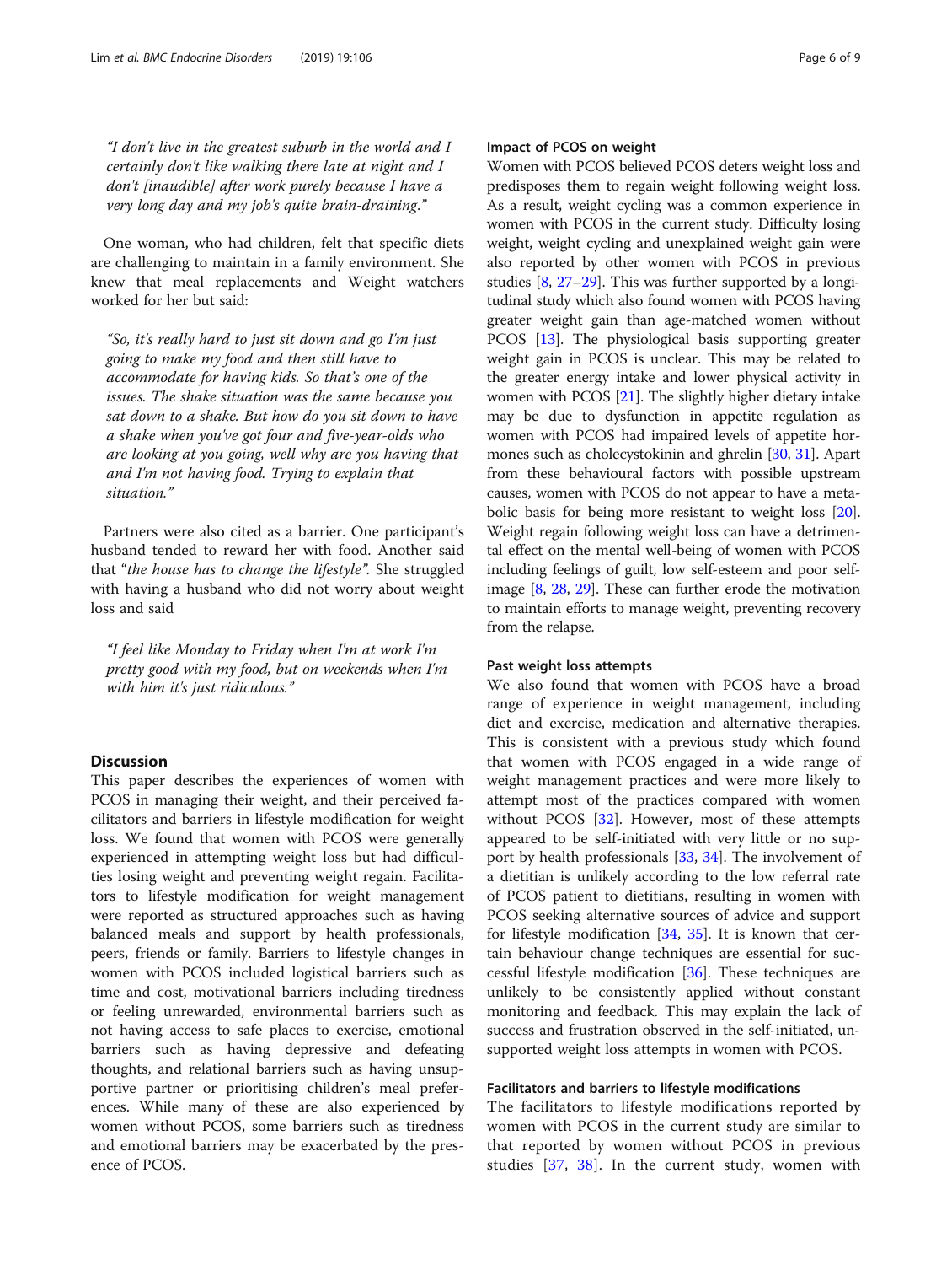> *"I don't live in the greatest suburb in the world and I certainly don't like walking there late at night and I don't [inaudible] after work purely because I have a very long day and my job's quite brain-draining."*

One woman, who had children, felt that specific diets are challenging to maintain in a family environment. She knew that meal replacements and Weight watchers worked for her but said:

> *"So, it's really hard to just sit down and go I'm just going to make my food and then still have to accommodate for having kids. So that's one of the issues. The shake situation was the same because you sat down to a shake. But how do you sit down to have a shake when you've got four and five-year-olds who are looking at you going, well why are you having that and I'm not having food. Trying to explain that situation."*

Partners were also cited as a barrier. One participant's husband tended to reward her with food. Another said that "*the house has to change the lifestyle*". She struggled with having a husband who did not worry about weight loss and said

> *"I feel like Monday to Friday when I'm at work I'm pretty good with my food, but on weekends when I'm with him it's just ridiculous."*

## Discussion

This paper describes the experiences of women with PCOS in managing their weight, and their perceived facilitators and barriers in lifestyle modification for weight loss. We found that women with PCOS were generally experienced in attempting weight loss but had difficulties losing weight and preventing weight regain. Facilitators to lifestyle modification for weight management were reported as structured approaches such as having balanced meals and support by health professionals, peers, friends or family. Barriers to lifestyle changes in women with PCOS included logistical barriers such as time and cost, motivational barriers including tiredness or feeling unrewarded, environmental barriers such as not having access to safe places to exercise, emotional barriers such as having depressive and defeating thoughts, and relational barriers such as having unsupportive partner or prioritising children's meal preferences. While many of these are also experienced by women without PCOS, some barriers such as tiredness and emotional barriers may be exacerbated by the presence of PCOS.

### Impact of PCOS on weight

Women with PCOS believed PCOS deters weight loss and predisposes them to regain weight following weight loss. As a result, weight cycling was a common experience in women with PCOS in the current study. Difficulty losing weight, weight cycling and unexplained weight gain were also reported by other women with PCOS in previous studies [8, 27–29]. This was further supported by a longitudinal study which also found women with PCOS having greater weight gain than age-matched women without PCOS [13]. The physiological basis supporting greater weight gain in PCOS is unclear. This may be related to the greater energy intake and lower physical activity in women with PCOS [21]. The slightly higher dietary intake may be due to dysfunction in appetite regulation as women with PCOS had impaired levels of appetite hormones such as cholecystokinin and ghrelin [30, 31]. Apart from these behavioural factors with possible upstream causes, women with PCOS do not appear to have a metabolic basis for being more resistant to weight loss [20]. Weight regain following weight loss can have a detrimental effect on the mental well-being of women with PCOS including feelings of guilt, low self-esteem and poor self-image [8, 28, 29]. These can further erode the motivation to maintain efforts to manage weight, preventing recovery from the relapse.

### Past weight loss attempts

We also found that women with PCOS have a broad range of experience in weight management, including diet and exercise, medication and alternative therapies. This is consistent with a previous study which found that women with PCOS engaged in a wide range of weight management practices and were more likely to attempt most of the practices compared with women without PCOS [32]. However, most of these attempts appeared to be self-initiated with very little or no support by health professionals [33, 34]. The involvement of a dietitian is unlikely according to the low referral rate of PCOS patient to dietitians, resulting in women with PCOS seeking alternative sources of advice and support for lifestyle modification [34, 35]. It is known that certain behaviour change techniques are essential for successful lifestyle modification [36]. These techniques are unlikely to be consistently applied without constant monitoring and feedback. This may explain the lack of success and frustration observed in the self-initiated, unsupported weight loss attempts in women with PCOS.

### Facilitators and barriers to lifestyle modifications

The facilitators to lifestyle modifications reported by women with PCOS in the current study are similar to that reported by women without PCOS in previous studies [37, 38]. In the current study, women with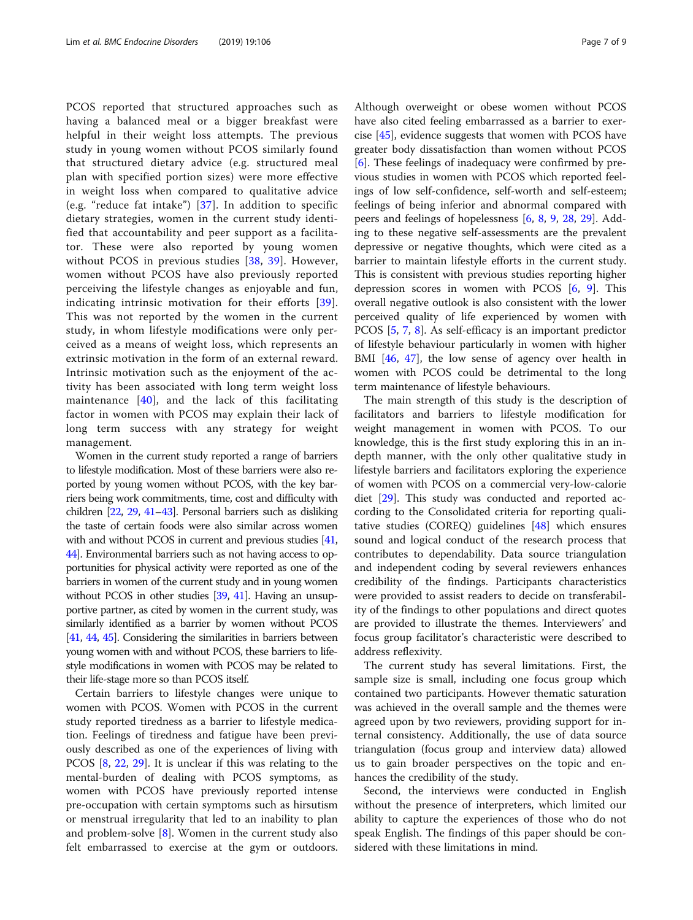PCOS reported that structured approaches such as having a balanced meal or a bigger breakfast were helpful in their weight loss attempts. The previous study in young women without PCOS similarly found that structured dietary advice (e.g. structured meal plan with specified portion sizes) were more effective in weight loss when compared to qualitative advice (e.g. "reduce fat intake") [37]. In addition to specific dietary strategies, women in the current study identified that accountability and peer support as a facilitator. These were also reported by young women without PCOS in previous studies [38, 39]. However, women without PCOS have also previously reported perceiving the lifestyle changes as enjoyable and fun, indicating intrinsic motivation for their efforts [39]. This was not reported by the women in the current study, in whom lifestyle modifications were only perceived as a means of weight loss, which represents an extrinsic motivation in the form of an external reward. Intrinsic motivation such as the enjoyment of the activity has been associated with long term weight loss maintenance [40], and the lack of this facilitating factor in women with PCOS may explain their lack of long term success with any strategy for weight management.

Women in the current study reported a range of barriers to lifestyle modification. Most of these barriers were also reported by young women without PCOS, with the key barriers being work commitments, time, cost and difficulty with children [22, 29, 41–43]. Personal barriers such as disliking the taste of certain foods were also similar across women with and without PCOS in current and previous studies [41, 44]. Environmental barriers such as not having access to opportunities for physical activity were reported as one of the barriers in women of the current study and in young women without PCOS in other studies [39, 41]. Having an unsupportive partner, as cited by women in the current study, was similarly identified as a barrier by women without PCOS [41, 44, 45]. Considering the similarities in barriers between young women with and without PCOS, these barriers to lifestyle modifications in women with PCOS may be related to their life-stage more so than PCOS itself.

Certain barriers to lifestyle changes were unique to women with PCOS. Women with PCOS in the current study reported tiredness as a barrier to lifestyle medication. Feelings of tiredness and fatigue have been previously described as one of the experiences of living with PCOS [8, 22, 29]. It is unclear if this was relating to the mental-burden of dealing with PCOS symptoms, as women with PCOS have previously reported intense pre-occupation with certain symptoms such as hirsutism or menstrual irregularity that led to an inability to plan and problem-solve [8]. Women in the current study also felt embarrassed to exercise at the gym or outdoors. Although overweight or obese women without PCOS have also cited feeling embarrassed as a barrier to exercise [45], evidence suggests that women with PCOS have greater body dissatisfaction than women without PCOS [6]. These feelings of inadequacy were confirmed by previous studies in women with PCOS which reported feelings of low self-confidence, self-worth and self-esteem; feelings of being inferior and abnormal compared with peers and feelings of hopelessness [6, 8, 9, 28, 29]. Adding to these negative self-assessments are the prevalent depressive or negative thoughts, which were cited as a barrier to maintain lifestyle efforts in the current study. This is consistent with previous studies reporting higher depression scores in women with PCOS [6, 9]. This overall negative outlook is also consistent with the lower perceived quality of life experienced by women with PCOS [5, 7, 8]. As self-efficacy is an important predictor of lifestyle behaviour particularly in women with higher BMI [46, 47], the low sense of agency over health in women with PCOS could be detrimental to the long term maintenance of lifestyle behaviours.

The main strength of this study is the description of facilitators and barriers to lifestyle modification for weight management in women with PCOS. To our knowledge, this is the first study exploring this in an in-depth manner, with the only other qualitative study in lifestyle barriers and facilitators exploring the experience of women with PCOS on a commercial very-low-calorie diet [29]. This study was conducted and reported according to the Consolidated criteria for reporting qualitative studies (COREQ) guidelines [48] which ensures sound and logical conduct of the research process that contributes to dependability. Data source triangulation and independent coding by several reviewers enhances credibility of the findings. Participants characteristics were provided to assist readers to decide on transferability of the findings to other populations and direct quotes are provided to illustrate the themes. Interviewers' and focus group facilitator's characteristic were described to address reflexivity.

The current study has several limitations. First, the sample size is small, including one focus group which contained two participants. However thematic saturation was achieved in the overall sample and the themes were agreed upon by two reviewers, providing support for internal consistency. Additionally, the use of data source triangulation (focus group and interview data) allowed us to gain broader perspectives on the topic and enhances the credibility of the study.

Second, the interviews were conducted in English without the presence of interpreters, which limited our ability to capture the experiences of those who do not speak English. The findings of this paper should be considered with these limitations in mind.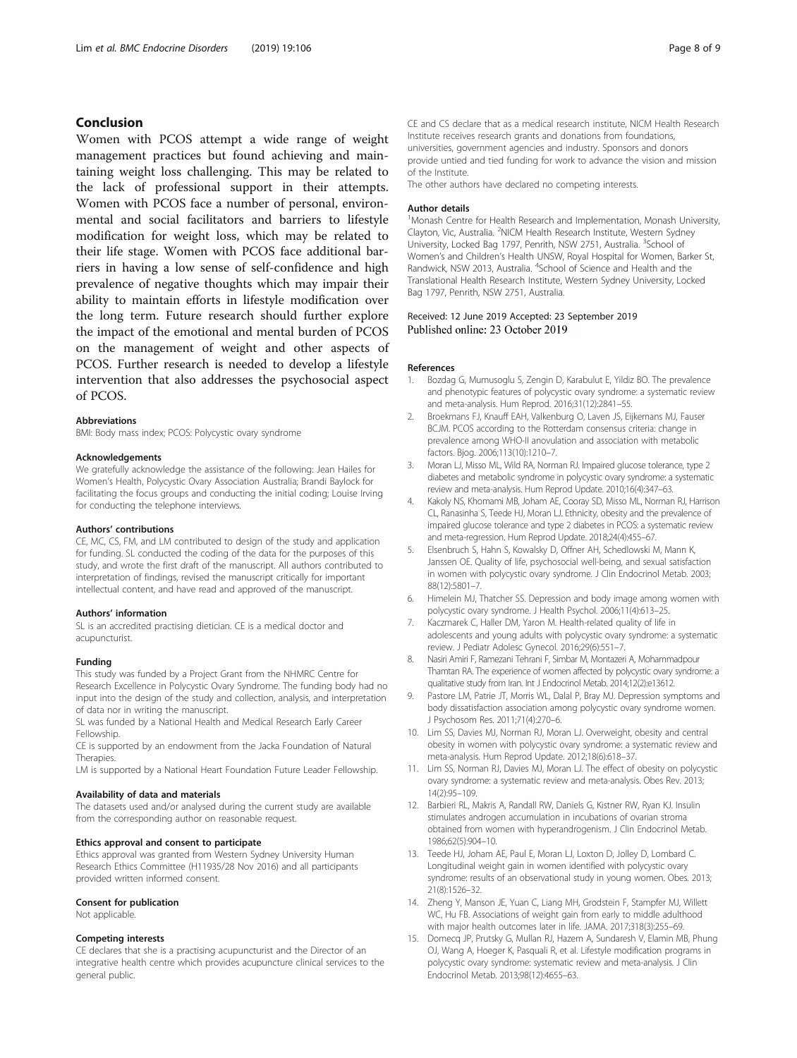## Conclusion

Women with PCOS attempt a wide range of weight management practices but found achieving and maintaining weight loss challenging. This may be related to the lack of professional support in their attempts. Women with PCOS face a number of personal, environmental and social facilitators and barriers to lifestyle modification for weight loss, which may be related to their life stage. Women with PCOS face additional barriers in having a low sense of self-confidence and high prevalence of negative thoughts which may impair their ability to maintain efforts in lifestyle modification over the long term. Future research should further explore the impact of the emotional and mental burden of PCOS on the management of weight and other aspects of PCOS. Further research is needed to develop a lifestyle intervention that also addresses the psychosocial aspect of PCOS.

### Abbreviations

BMI: Body mass index; PCOS: Polycystic ovary syndrome

### Acknowledgements

We gratefully acknowledge the assistance of the following: Jean Hailes for Women's Health, Polycystic Ovary Association Australia; Brandi Baylock for facilitating the focus groups and conducting the initial coding; Louise Irving for conducting the telephone interviews.

### Authors' contributions

CE, MC, CS, FM, and LM contributed to design of the study and application for funding. SL conducted the coding of the data for the purposes of this study, and wrote the first draft of the manuscript. All authors contributed to interpretation of findings, revised the manuscript critically for important intellectual content, and have read and approved of the manuscript.

### Authors' information

SL is an accredited practising dietician. CE is a medical doctor and acupuncturist.

### Funding

This study was funded by a Project Grant from the NHMRC Centre for Research Excellence in Polycystic Ovary Syndrome. The funding body had no input into the design of the study and collection, analysis, and interpretation of data nor in writing the manuscript.

SL was funded by a National Health and Medical Research Early Career Fellowship.

CE is supported by an endowment from the Jacka Foundation of Natural Therapies.

LM is supported by a National Heart Foundation Future Leader Fellowship.

### Availability of data and materials

The datasets used and/or analysed during the current study are available from the corresponding author on reasonable request.

### Ethics approval and consent to participate

Ethics approval was granted from Western Sydney University Human Research Ethics Committee (H11935/28 Nov 2016) and all participants provided written informed consent.

### Consent for publication

Not applicable.

### Competing interests

CE declares that she is a practising acupuncturist and the Director of an integrative health centre which provides acupuncture clinical services to the general public.

CE and CS declare that as a medical research institute, NICM Health Research Institute receives research grants and donations from foundations, universities, government agencies and industry. Sponsors and donors provide untied and tied funding for work to advance the vision and mission of the Institute.

The other authors have declared no competing interests.

### Author details

[1]Monash Centre for Health Research and Implementation, Monash University, Clayton, Vic, Australia. [2]NICM Health Research Institute, Western Sydney University, Locked Bag 1797, Penrith, NSW 2751, Australia. [3]School of Women's and Children's Health UNSW, Royal Hospital for Women, Barker St, Randwick, NSW 2013, Australia. [4]School of Science and Health and the Translational Health Research Institute, Western Sydney University, Locked Bag 1797, Penrith, NSW 2751, Australia.

Received: 12 June 2019 Accepted: 23 September 2019
Published online: 23 October 2019

### References

1. Bozdag G, Mumusoglu S, Zengin D, Karabulut E, Yildiz BO. The prevalence and phenotypic features of polycystic ovary syndrome: a systematic review and meta-analysis. Hum Reprod. 2016;31(12):2841–55.
2. Broekmans FJ, Knauff EAH, Valkenburg O, Laven JS, Eijkemans MJ, Fauser BCJM. PCOS according to the Rotterdam consensus criteria: change in prevalence among WHO-II anovulation and association with metabolic factors. Bjog. 2006;113(10):1210–7.
3. Moran LJ, Misso ML, Wild RA, Norman RJ. Impaired glucose tolerance, type 2 diabetes and metabolic syndrome in polycystic ovary syndrome: a systematic review and meta-analysis. Hum Reprod Update. 2010;16(4):347–63.
4. Kakoly NS, Khomami MB, Joham AE, Cooray SD, Misso ML, Norman RJ, Harrison CL, Ranasinha S, Teede HJ, Moran LJ. Ethnicity, obesity and the prevalence of impaired glucose tolerance and type 2 diabetes in PCOS: a systematic review and meta-regression. Hum Reprod Update. 2018;24(4):455–67.
5. Elsenbruch S, Hahn S, Kowalsky D, Offner AH, Schedlowski M, Mann K, Janssen OE. Quality of life, psychosocial well-being, and sexual satisfaction in women with polycystic ovary syndrome. J Clin Endocrinol Metab. 2003; 88(12):5801–7.
6. Himelein MJ, Thatcher SS. Depression and body image among women with polycystic ovary syndrome. J Health Psychol. 2006;11(4):613–25.
7. Kaczmarek C, Haller DM, Yaron M. Health-related quality of life in adolescents and young adults with polycystic ovary syndrome: a systematic review. J Pediatr Adolesc Gynecol. 2016;29(6):551–7.
8. Nasiri Amiri F, Ramezani Tehrani F, Simbar M, Montazeri A, Mohammadpour Thamtan RA. The experience of women affected by polycystic ovary syndrome: a qualitative study from Iran. Int J Endocrinol Metab. 2014;12(2):e13612.
9. Pastore LM, Patrie JT, Morris WL, Dalal P, Bray MJ. Depression symptoms and body dissatisfaction association among polycystic ovary syndrome women. J Psychosom Res. 2011;71(4):270–6.
10. Lim SS, Davies MJ, Norman RJ, Moran LJ. Overweight, obesity and central obesity in women with polycystic ovary syndrome: a systematic review and meta-analysis. Hum Reprod Update. 2012;18(6):618–37.
11. Lim SS, Norman RJ, Davies MJ, Moran LJ. The effect of obesity on polycystic ovary syndrome: a systematic review and meta-analysis. Obes Rev. 2013; 14(2):95–109.
12. Barbieri RL, Makris A, Randall RW, Daniels G, Kistner RW, Ryan KJ. Insulin stimulates androgen accumulation in incubations of ovarian stroma obtained from women with hyperandrogenism. J Clin Endocrinol Metab. 1986;62(5):904–10.
13. Teede HJ, Joham AE, Paul E, Moran LJ, Loxton D, Jolley D, Lombard C. Longitudinal weight gain in women identified with polycystic ovary syndrome: results of an observational study in young women. Obes. 2013; 21(8):1526–32.
14. Zheng Y, Manson JE, Yuan C, Liang MH, Grodstein F, Stampfer MJ, Willett WC, Hu FB. Associations of weight gain from early to middle adulthood with major health outcomes later in life. JAMA. 2017;318(3):255–69.
15. Domecq JP, Prutsky G, Mullan RJ, Hazem A, Sundaresh V, Elamin MB, Phung OJ, Wang A, Hoeger K, Pasquali R, et al. Lifestyle modification programs in polycystic ovary syndrome: systematic review and meta-analysis. J Clin Endocrinol Metab. 2013;98(12):4655–63.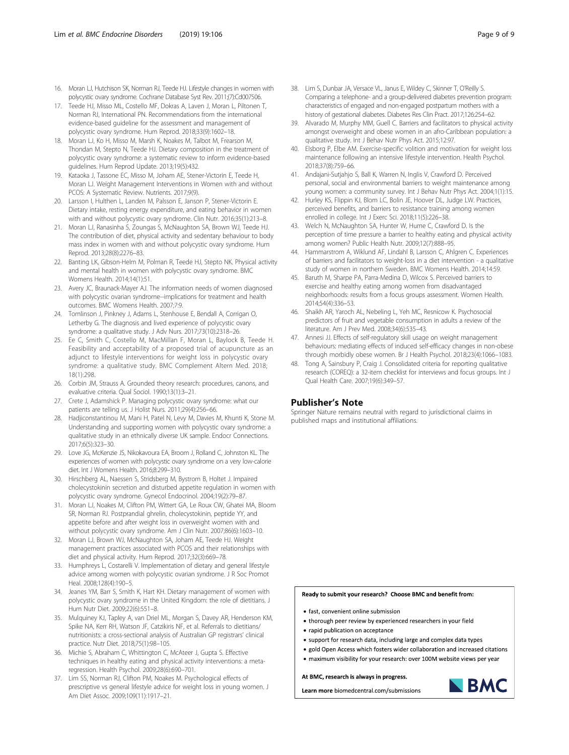16. Moran LJ, Hutchison SK, Norman RJ, Teede HJ. Lifestyle changes in women with polycystic ovary syndrome. Cochrane Database Syst Rev. 2011;(7):Cd007506.
17. Teede HJ, Misso ML, Costello MF, Dokras A, Laven J, Moran L, Piltonen T, Norman RJ, International PN. Recommendations from the international evidence-based guideline for the assessment and management of polycystic ovary syndrome. Hum Reprod. 2018;33(9):1602–18.
18. Moran LJ, Ko H, Misso M, Marsh K, Noakes M, Talbot M, Frearson M, Thondan M, Stepto N, Teede HJ. Dietary composition in the treatment of polycystic ovary syndrome: a systematic review to inform evidence-based guidelines. Hum Reprod Update. 2013;19(5):432.
19. Kataoka J, Tassone EC, Misso M, Joham AE, Stener-Victorin E, Teede H, Moran LJ. Weight Management Interventions in Women with and without PCOS: A Systematic Review. Nutrients. 2017;9(9).
20. Larsson I, Hulthen L, Landen M, Palsson E, Janson P, Stener-Victorin E. Dietary intake, resting energy expenditure, and eating behavior in women with and without polycystic ovary syndrome. Clin Nutr. 2016;35(1):213–8.
21. Moran LJ, Ranasinha S, Zoungas S, McNaughton SA, Brown WJ, Teede HJ. The contribution of diet, physical activity and sedentary behaviour to body mass index in women with and without polycystic ovary syndrome. Hum Reprod. 2013;28(8):2276–83.
22. Banting LK, Gibson-Helm M, Polman R, Teede HJ, Stepto NK. Physical activity and mental health in women with polycystic ovary syndrome. BMC Womens Health. 2014;14(1):51.
23. Avery JC, Braunack-Mayer AJ. The information needs of women diagnosed with polycystic ovarian syndrome--implications for treatment and health outcomes. BMC Womens Health. 2007;7:9.
24. Tomlinson J, Pinkney J, Adams L, Stenhouse E, Bendall A, Corrigan O, Letherby G. The diagnosis and lived experience of polycystic ovary syndrome: a qualitative study. J Adv Nurs. 2017;73(10):2318–26.
25. Ee C, Smith C, Costello M, MacMillan F, Moran L, Baylock B, Teede H. Feasibility and acceptability of a proposed trial of acupuncture as an adjunct to lifestyle interventions for weight loss in polycystic ovary syndrome: a qualitative study. BMC Complement Altern Med. 2018; 18(1):298.
26. Corbin JM, Strauss A. Grounded theory research: procedures, canons, and evaluative criteria. Qual Sociol. 1990;13(1):3–21.
27. Crete J, Adamshick P. Managing polycystic ovary syndrome: what our patients are telling us. J Holist Nurs. 2011;29(4):256–66.
28. Hadjiconstantinou M, Mani H, Patel N, Levy M, Davies M, Khunti K, Stone M. Understanding and supporting women with polycystic ovary syndrome: a qualitative study in an ethnically diverse UK sample. Endocr Connections. 2017;6(5):323–30.
29. Love JG, McKenzie JS, Nikokavoura EA, Broom J, Rolland C, Johnston KL. The experiences of women with polycystic ovary syndrome on a very low-calorie diet. Int J Womens Health. 2016;8:299–310.
30. Hirschberg AL, Naessen S, Stridsberg M, Bystrom B, Holtet J. Impaired cholecystokinin secretion and disturbed appetite regulation in women with polycystic ovary syndrome. Gynecol Endocrinol. 2004;19(2):79–87.
31. Moran LJ, Noakes M, Clifton PM, Wittert GA, Le Roux CW, Ghatei MA, Bloom SR, Norman RJ. Postprandial ghrelin, cholecystokinin, peptide YY, and appetite before and after weight loss in overweight women with and without polycystic ovary syndrome. Am J Clin Nutr. 2007;86(6):1603–10.
32. Moran LJ, Brown WJ, McNaughton SA, Joham AE, Teede HJ. Weight management practices associated with PCOS and their relationships with diet and physical activity. Hum Reprod. 2017;32(3):669–78.
33. Humphreys L, Costarelli V. Implementation of dietary and general lifestyle advice among women with polycystic ovarian syndrome. J R Soc Promot Heal. 2008;128(4):190–5.
34. Jeanes YM, Barr S, Smith K, Hart KH. Dietary management of women with polycystic ovary syndrome in the United Kingdom: the role of dietitians. J Hum Nutr Diet. 2009;22(6):551–8.
35. Mulquiney KJ, Tapley A, van Driel ML, Morgan S, Davey AR, Henderson KM, Spike NA, Kerr RH, Watson JF, Catzikiris NF, et al. Referrals to dietitians/ nutritionists: a cross-sectional analysis of Australian GP registrars' clinical practice. Nutr Diet. 2018;75(1):98–105.
36. Michie S, Abraham C, Whittington C, McAteer J, Gupta S. Effective techniques in healthy eating and physical activity interventions: a meta-regression. Health Psychol. 2009;28(6):690–701.
37. Lim SS, Norman RJ, Clifton PM, Noakes M. Psychological effects of prescriptive vs general lifestyle advice for weight loss in young women. J Am Diet Assoc. 2009;109(11):1917–21.
38. Lim S, Dunbar JA, Versace VL, Janus E, Wildey C, Skinner T, O'Reilly S. Comparing a telephone- and a group-delivered diabetes prevention program: characteristics of engaged and non-engaged postpartum mothers with a history of gestational diabetes. Diabetes Res Clin Pract. 2017;126:254–62.
39. Alvarado M, Murphy MM, Guell C. Barriers and facilitators to physical activity amongst overweight and obese women in an afro-Caribbean population: a qualitative study. Int J Behav Nutr Phys Act. 2015;12:97.
40. Elsborg P, Elbe AM. Exercise-specific volition and motivation for weight loss maintenance following an intensive lifestyle intervention. Health Psychol. 2018;37(8):759–66.
41. Andajani-Sutjahjo S, Ball K, Warren N, Inglis V, Crawford D. Perceived personal, social and environmental barriers to weight maintenance among young women: a community survey. Int J Behav Nutr Phys Act. 2004;1(1):15.
42. Hurley KS, Flippin KJ, Blom LC, Bolin JE, Hoover DL, Judge LW. Practices, perceived benefits, and barriers to resistance training among women enrolled in college. Int J Exerc Sci. 2018;11(5):226–38.
43. Welch N, McNaughton SA, Hunter W, Hume C, Crawford D. Is the perception of time pressure a barrier to healthy eating and physical activity among women? Public Health Nutr. 2009;12(7):888–95.
44. Hammarstrom A, Wiklund AF, Lindahl B, Larsson C, Ahlgren C. Experiences of barriers and facilitators to weight-loss in a diet intervention - a qualitative study of women in northern Sweden. BMC Womens Health. 2014;14:59.
45. Baruth M, Sharpe PA, Parra-Medina D, Wilcox S. Perceived barriers to exercise and healthy eating among women from disadvantaged neighborhoods: results from a focus groups assessment. Women Health. 2014;54(4):336–53.
46. Shaikh AR, Yaroch AL, Nebeling L, Yeh MC, Resnicow K. Psychosocial predictors of fruit and vegetable consumption in adults a review of the literature. Am J Prev Med. 2008;34(6):535–43.
47. Annesi JJ. Effects of self-regulatory skill usage on weight management behaviours: mediating effects of induced self-efficacy changes in non-obese through morbidly obese women. Br J Health Psychol. 2018;23(4):1066–1083.
48. Tong A, Sainsbury P, Craig J. Consolidated criteria for reporting qualitative research (COREQ): a 32-item checklist for interviews and focus groups. Int J Qual Health Care. 2007;19(6):349–57.

## Publisher's Note

Springer Nature remains neutral with regard to jurisdictional claims in published maps and institutional affiliations.

**Ready to submit your research? Choose BMC and benefit from:**

- fast, convenient online submission
- thorough peer review by experienced researchers in your field
- rapid publication on acceptance
- support for research data, including large and complex data types
- gold Open Access which fosters wider collaboration and increased citations
- maximum visibility for your research: over 100M website views per year

**At BMC, research is always in progress.**

**Learn more** biomedcentral.com/submissions

BMC